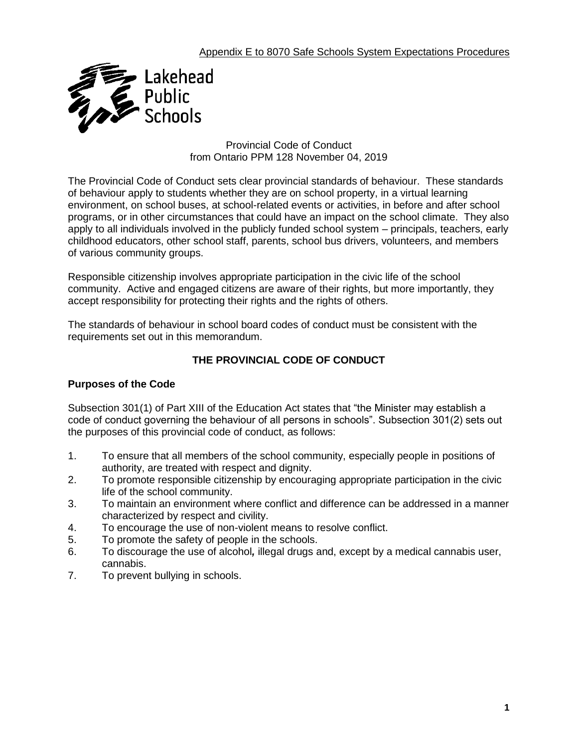Appendix E to 8070 Safe Schools System Expectations Procedures

Lakehead Public Schools

Provincial Code of Conduct
from Ontario PPM 128 November 04, 2019

The Provincial Code of Conduct sets clear provincial standards of behaviour. These standards of behaviour apply to students whether they are on school property, in a virtual learning environment, on school buses, at school-related events or activities, in before and after school programs, or in other circumstances that could have an impact on the school climate. They also apply to all individuals involved in the publicly funded school system – principals, teachers, early childhood educators, other school staff, parents, school bus drivers, volunteers, and members of various community groups.

Responsible citizenship involves appropriate participation in the civic life of the school community. Active and engaged citizens are aware of their rights, but more importantly, they accept responsibility for protecting their rights and the rights of others.

The standards of behaviour in school board codes of conduct must be consistent with the requirements set out in this memorandum.

## THE PROVINCIAL CODE OF CONDUCT

### Purposes of the Code

Subsection 301(1) of Part XIII of the Education Act states that "the Minister may establish a code of conduct governing the behaviour of all persons in schools". Subsection 301(2) sets out the purposes of this provincial code of conduct, as follows:

1. To ensure that all members of the school community, especially people in positions of authority, are treated with respect and dignity.
2. To promote responsible citizenship by encouraging appropriate participation in the civic life of the school community.
3. To maintain an environment where conflict and difference can be addressed in a manner characterized by respect and civility.
4. To encourage the use of non-violent means to resolve conflict.
5. To promote the safety of people in the schools.
6. To discourage the use of alcohol*,* illegal drugs and, except by a medical cannabis user, cannabis.
7. To prevent bullying in schools.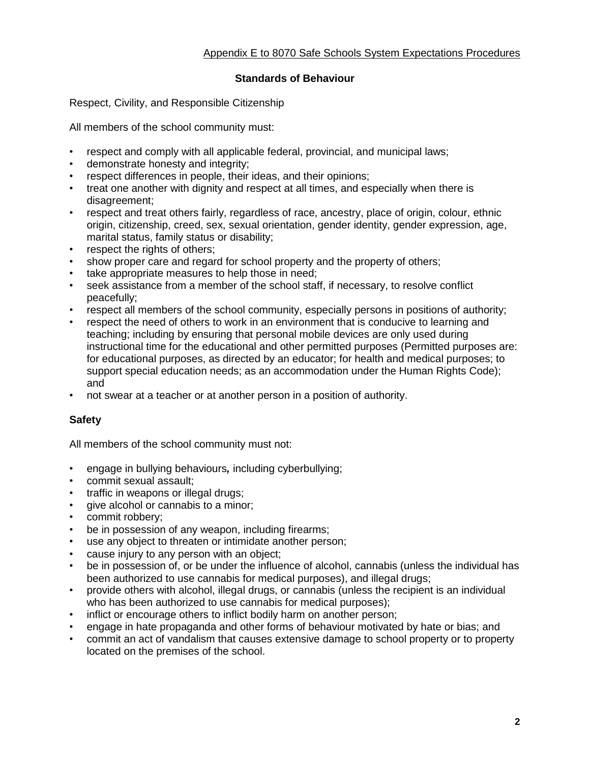Appendix E to 8070 Safe Schools System Expectations Procedures

## Standards of Behaviour

Respect, Civility, and Responsible Citizenship

All members of the school community must:

- respect and comply with all applicable federal, provincial, and municipal laws;
- demonstrate honesty and integrity;
- respect differences in people, their ideas, and their opinions;
- treat one another with dignity and respect at all times, and especially when there is disagreement;
- respect and treat others fairly, regardless of race, ancestry, place of origin, colour, ethnic origin, citizenship, creed, sex, sexual orientation, gender identity, gender expression, age, marital status, family status or disability;
- respect the rights of others;
- show proper care and regard for school property and the property of others;
- take appropriate measures to help those in need;
- seek assistance from a member of the school staff, if necessary, to resolve conflict peacefully;
- respect all members of the school community, especially persons in positions of authority;
- respect the need of others to work in an environment that is conducive to learning and teaching; including by ensuring that personal mobile devices are only used during instructional time for the educational and other permitted purposes (Permitted purposes are: for educational purposes, as directed by an educator; for health and medical purposes; to support special education needs; as an accommodation under the Human Rights Code); and
- not swear at a teacher or at another person in a position of authority.

### Safety

All members of the school community must not:

- engage in bullying behaviours*,* including cyberbullying;
- commit sexual assault;
- traffic in weapons or illegal drugs;
- give alcohol or cannabis to a minor;
- commit robbery;
- be in possession of any weapon, including firearms;
- use any object to threaten or intimidate another person;
- cause injury to any person with an object;
- be in possession of, or be under the influence of alcohol, cannabis (unless the individual has been authorized to use cannabis for medical purposes), and illegal drugs;
- provide others with alcohol, illegal drugs, or cannabis (unless the recipient is an individual who has been authorized to use cannabis for medical purposes);
- inflict or encourage others to inflict bodily harm on another person;
- engage in hate propaganda and other forms of behaviour motivated by hate or bias; and
- commit an act of vandalism that causes extensive damage to school property or to property located on the premises of the school.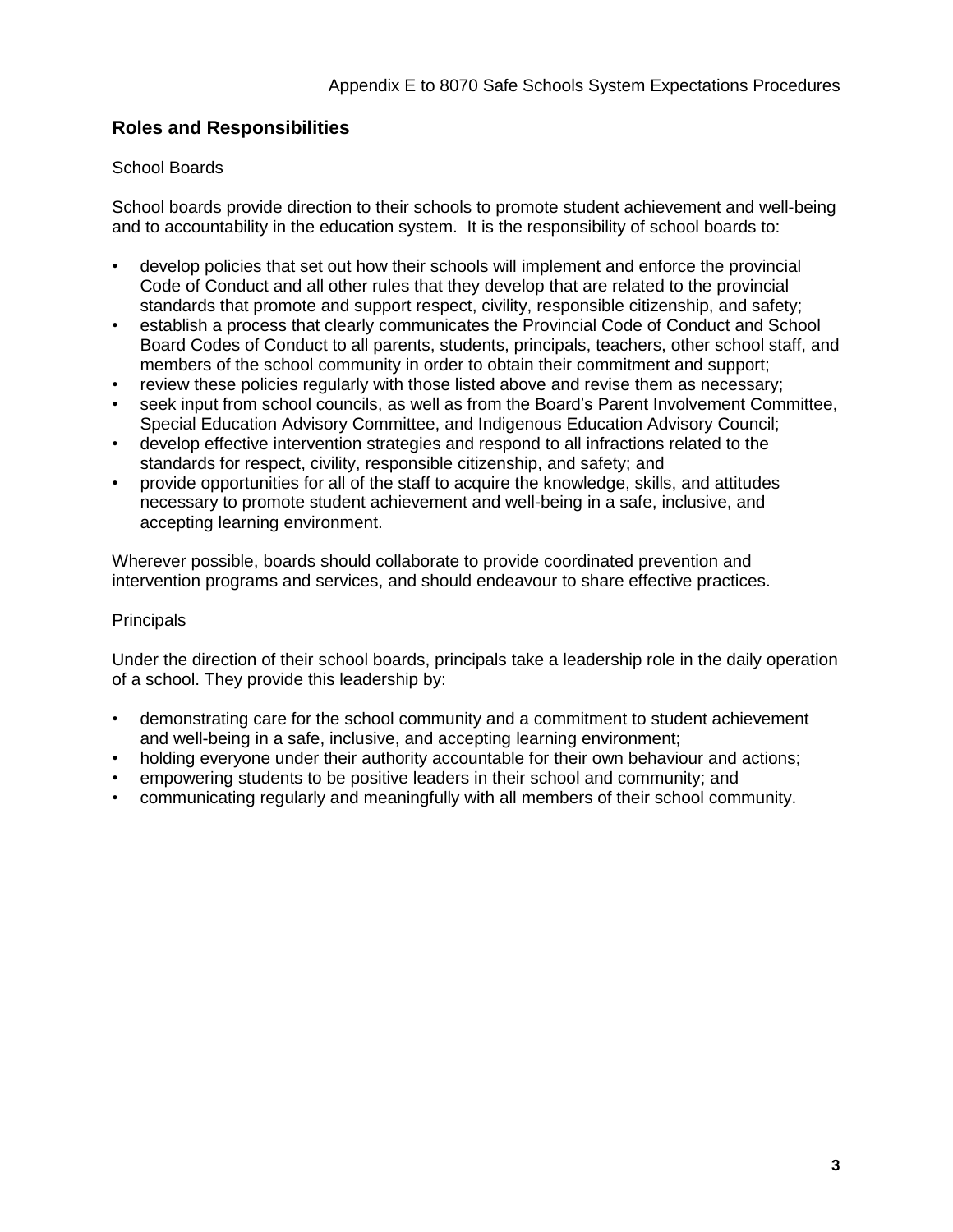## Roles and Responsibilities

### School Boards

School boards provide direction to their schools to promote student achievement and well-being and to accountability in the education system. It is the responsibility of school boards to:

- develop policies that set out how their schools will implement and enforce the provincial Code of Conduct and all other rules that they develop that are related to the provincial standards that promote and support respect, civility, responsible citizenship, and safety;
- establish a process that clearly communicates the Provincial Code of Conduct and School Board Codes of Conduct to all parents, students, principals, teachers, other school staff, and members of the school community in order to obtain their commitment and support;
- review these policies regularly with those listed above and revise them as necessary;
- seek input from school councils, as well as from the Board's Parent Involvement Committee, Special Education Advisory Committee, and Indigenous Education Advisory Council;
- develop effective intervention strategies and respond to all infractions related to the standards for respect, civility, responsible citizenship, and safety; and
- provide opportunities for all of the staff to acquire the knowledge, skills, and attitudes necessary to promote student achievement and well-being in a safe, inclusive, and accepting learning environment.

Wherever possible, boards should collaborate to provide coordinated prevention and intervention programs and services, and should endeavour to share effective practices.

### Principals

Under the direction of their school boards, principals take a leadership role in the daily operation of a school. They provide this leadership by:

- demonstrating care for the school community and a commitment to student achievement and well-being in a safe, inclusive, and accepting learning environment;
- holding everyone under their authority accountable for their own behaviour and actions;
- empowering students to be positive leaders in their school and community; and
- communicating regularly and meaningfully with all members of their school community.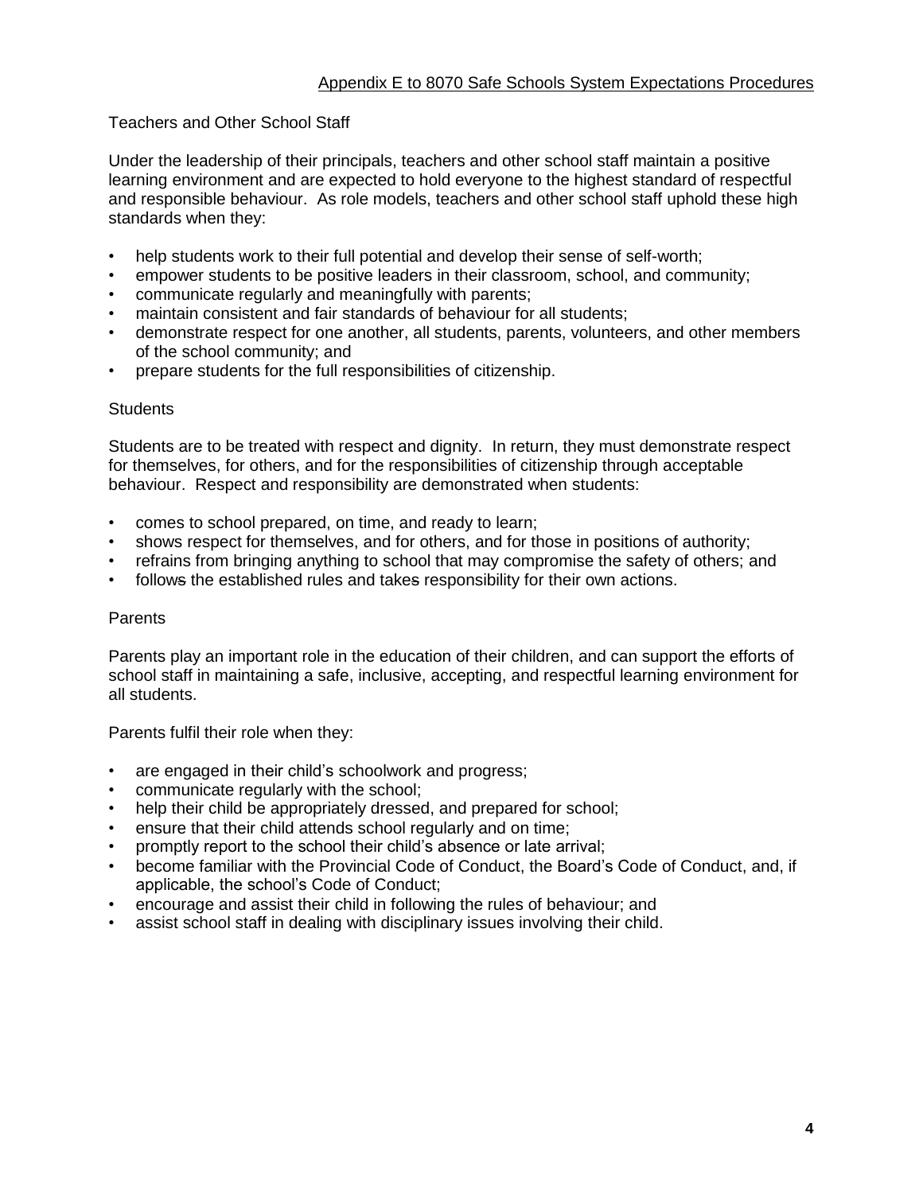Teachers and Other School Staff

Under the leadership of their principals, teachers and other school staff maintain a positive learning environment and are expected to hold everyone to the highest standard of respectful and responsible behaviour. As role models, teachers and other school staff uphold these high standards when they:

- help students work to their full potential and develop their sense of self-worth;
- empower students to be positive leaders in their classroom, school, and community;
- communicate regularly and meaningfully with parents;
- maintain consistent and fair standards of behaviour for all students;
- demonstrate respect for one another, all students, parents, volunteers, and other members of the school community; and
- prepare students for the full responsibilities of citizenship.

Students

Students are to be treated with respect and dignity. In return, they must demonstrate respect for themselves, for others, and for the responsibilities of citizenship through acceptable behaviour. Respect and responsibility are demonstrated when students:

- comes to school prepared, on time, and ready to learn;
- shows respect for themselves, and for others, and for those in positions of authority;
- refrains from bringing anything to school that may compromise the safety of others; and
- follow~~s~~ the established rules and take~~s~~ responsibility for their own actions.

Parents

Parents play an important role in the education of their children, and can support the efforts of school staff in maintaining a safe, inclusive, accepting, and respectful learning environment for all students.

Parents fulfil their role when they:

- are engaged in their child's schoolwork and progress;
- communicate regularly with the school;
- help their child be appropriately dressed, and prepared for school;
- ensure that their child attends school regularly and on time;
- promptly report to the school their child's absence or late arrival;
- become familiar with the Provincial Code of Conduct, the Board's Code of Conduct, and, if applicable, the school's Code of Conduct;
- encourage and assist their child in following the rules of behaviour; and
- assist school staff in dealing with disciplinary issues involving their child.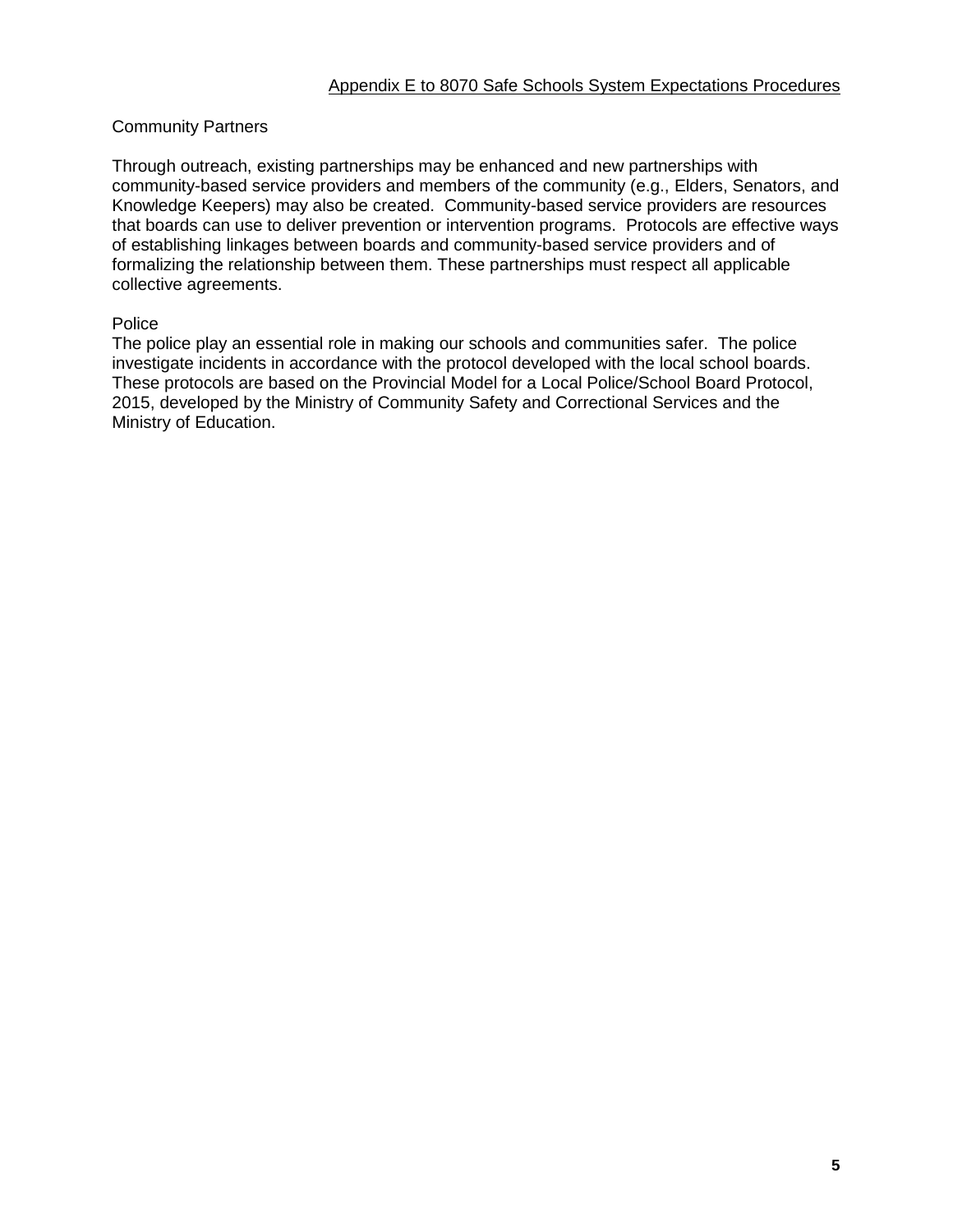## Community Partners

Through outreach, existing partnerships may be enhanced and new partnerships with community-based service providers and members of the community (e.g., Elders, Senators, and Knowledge Keepers) may also be created. Community-based service providers are resources that boards can use to deliver prevention or intervention programs. Protocols are effective ways of establishing linkages between boards and community-based service providers and of formalizing the relationship between them. These partnerships must respect all applicable collective agreements.

## Police

The police play an essential role in making our schools and communities safer. The police investigate incidents in accordance with the protocol developed with the local school boards. These protocols are based on the Provincial Model for a Local Police/School Board Protocol, 2015, developed by the Ministry of Community Safety and Correctional Services and the Ministry of Education.